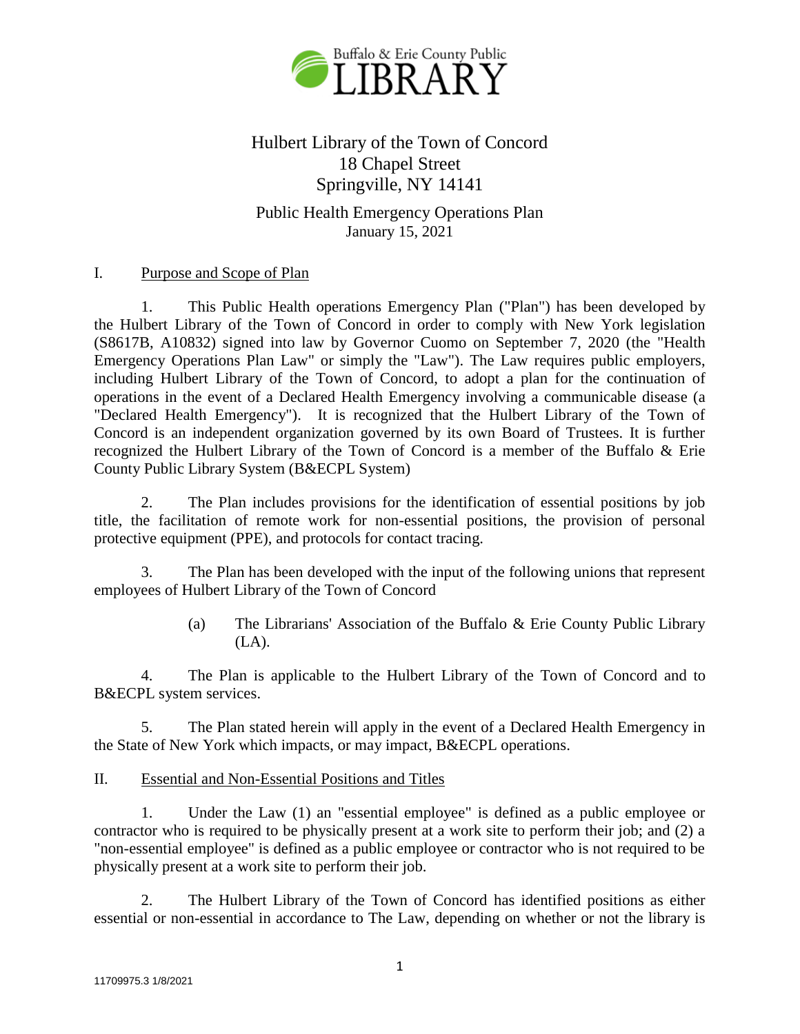# Hulbert Library of the Town of Concord
18 Chapel Street
Springville, NY 14141

## Public Health Emergency Operations Plan
January 15, 2021

### I. Purpose and Scope of Plan

1. This Public Health operations Emergency Plan ("Plan") has been developed by the Hulbert Library of the Town of Concord in order to comply with New York legislation (S8617B, A10832) signed into law by Governor Cuomo on September 7, 2020 (the "Health Emergency Operations Plan Law" or simply the "Law"). The Law requires public employers, including Hulbert Library of the Town of Concord, to adopt a plan for the continuation of operations in the event of a Declared Health Emergency involving a communicable disease (a "Declared Health Emergency"). It is recognized that the Hulbert Library of the Town of Concord is an independent organization governed by its own Board of Trustees. It is further recognized the Hulbert Library of the Town of Concord is a member of the Buffalo & Erie County Public Library System (B&ECPL System)

2. The Plan includes provisions for the identification of essential positions by job title, the facilitation of remote work for non-essential positions, the provision of personal protective equipment (PPE), and protocols for contact tracing.

3. The Plan has been developed with the input of the following unions that represent employees of Hulbert Library of the Town of Concord

   (a) The Librarians' Association of the Buffalo & Erie County Public Library (LA).

4. The Plan is applicable to the Hulbert Library of the Town of Concord and to B&ECPL system services.

5. The Plan stated herein will apply in the event of a Declared Health Emergency in the State of New York which impacts, or may impact, B&ECPL operations.

### II. Essential and Non-Essential Positions and Titles

1. Under the Law (1) an "essential employee" is defined as a public employee or contractor who is required to be physically present at a work site to perform their job; and (2) a "non-essential employee" is defined as a public employee or contractor who is not required to be physically present at a work site to perform their job.

2. The Hulbert Library of the Town of Concord has identified positions as either essential or non-essential in accordance to The Law, depending on whether or not the library is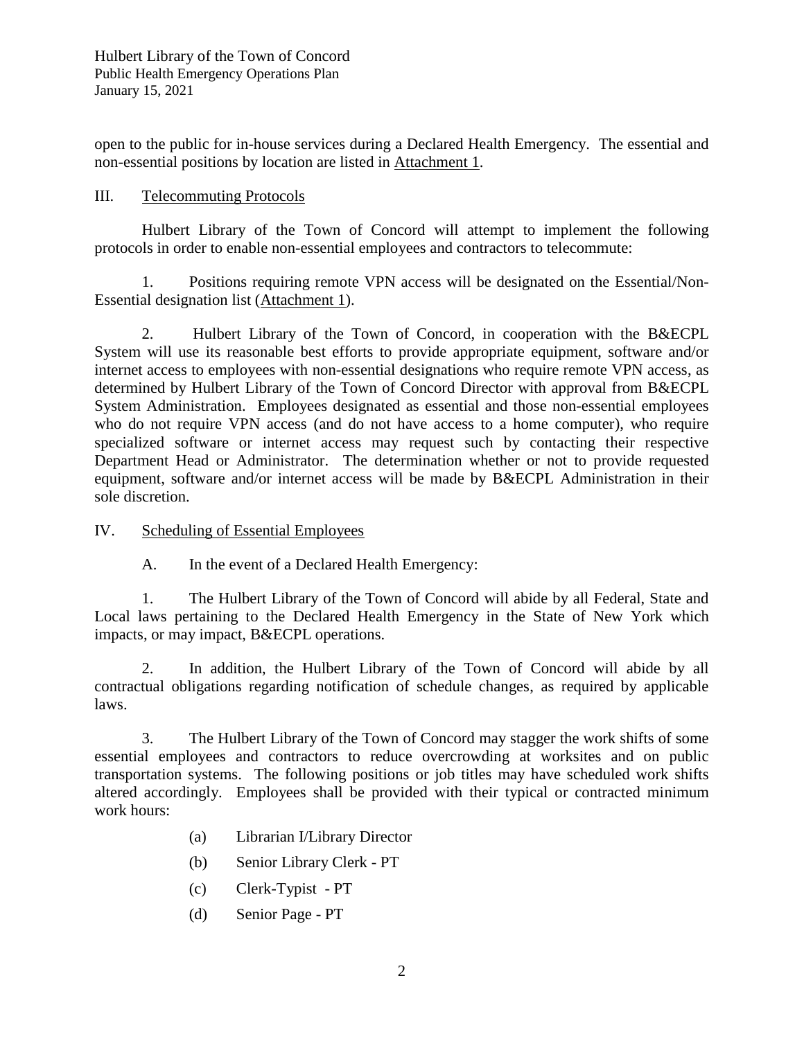open to the public for in-house services during a Declared Health Emergency. The essential and non-essential positions by location are listed in Attachment 1.

## III. Telecommuting Protocols

Hulbert Library of the Town of Concord will attempt to implement the following protocols in order to enable non-essential employees and contractors to telecommute:

1. Positions requiring remote VPN access will be designated on the Essential/Non-Essential designation list (Attachment 1).

2. Hulbert Library of the Town of Concord, in cooperation with the B&ECPL System will use its reasonable best efforts to provide appropriate equipment, software and/or internet access to employees with non-essential designations who require remote VPN access, as determined by Hulbert Library of the Town of Concord Director with approval from B&ECPL System Administration. Employees designated as essential and those non-essential employees who do not require VPN access (and do not have access to a home computer), who require specialized software or internet access may request such by contacting their respective Department Head or Administrator. The determination whether or not to provide requested equipment, software and/or internet access will be made by B&ECPL Administration in their sole discretion.

## IV. Scheduling of Essential Employees

A. In the event of a Declared Health Emergency:

1. The Hulbert Library of the Town of Concord will abide by all Federal, State and Local laws pertaining to the Declared Health Emergency in the State of New York which impacts, or may impact, B&ECPL operations.

2. In addition, the Hulbert Library of the Town of Concord will abide by all contractual obligations regarding notification of schedule changes, as required by applicable laws.

3. The Hulbert Library of the Town of Concord may stagger the work shifts of some essential employees and contractors to reduce overcrowding at worksites and on public transportation systems. The following positions or job titles may have scheduled work shifts altered accordingly. Employees shall be provided with their typical or contracted minimum work hours:

(a) Librarian I/Library Director

(b) Senior Library Clerk - PT

(c) Clerk-Typist - PT

(d) Senior Page - PT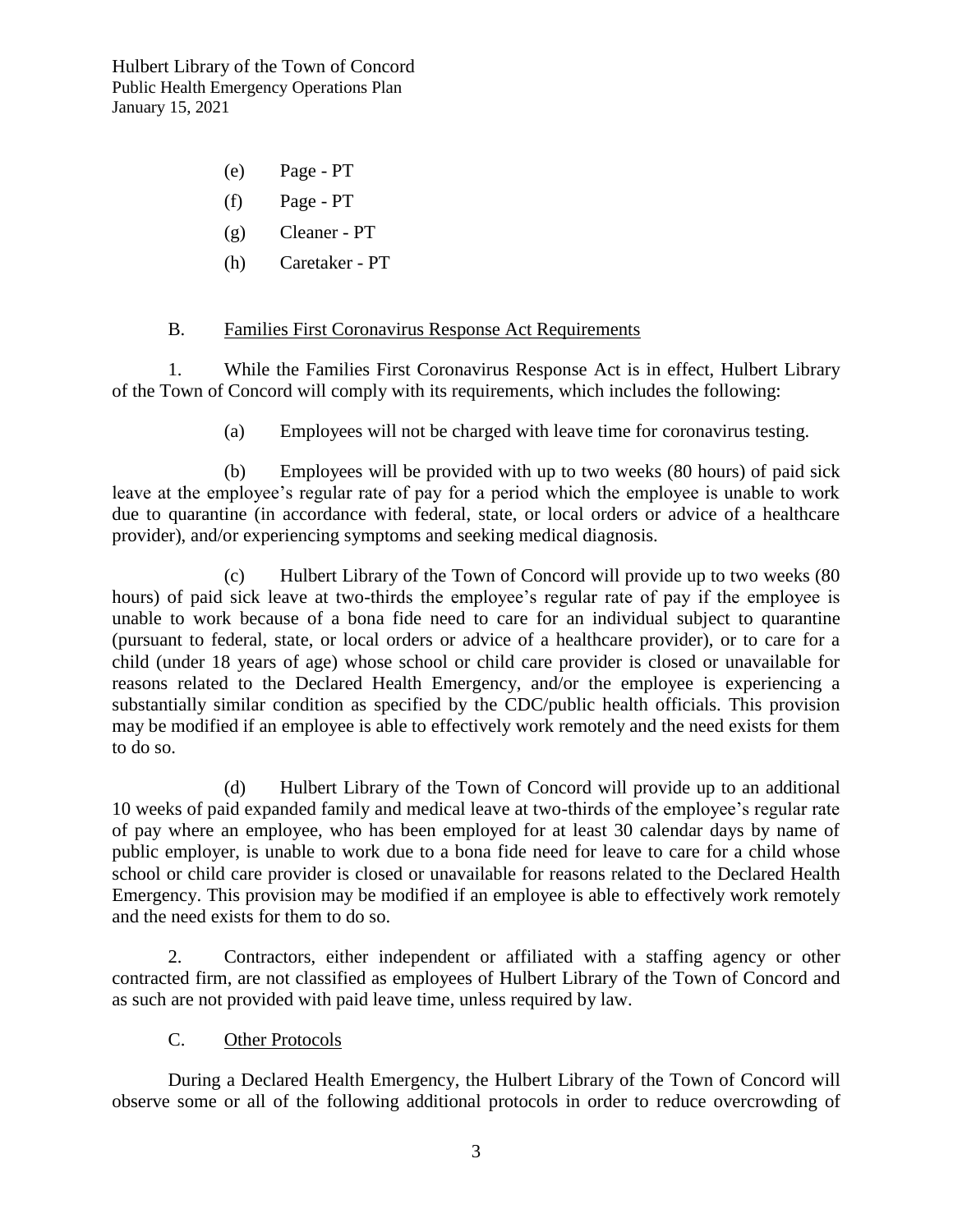(e) Page - PT

(f) Page - PT

(g) Cleaner - PT

(h) Caretaker - PT

B. Families First Coronavirus Response Act Requirements

1. While the Families First Coronavirus Response Act is in effect, Hulbert Library of the Town of Concord will comply with its requirements, which includes the following:

(a) Employees will not be charged with leave time for coronavirus testing.

(b) Employees will be provided with up to two weeks (80 hours) of paid sick leave at the employee's regular rate of pay for a period which the employee is unable to work due to quarantine (in accordance with federal, state, or local orders or advice of a healthcare provider), and/or experiencing symptoms and seeking medical diagnosis.

(c) Hulbert Library of the Town of Concord will provide up to two weeks (80 hours) of paid sick leave at two-thirds the employee's regular rate of pay if the employee is unable to work because of a bona fide need to care for an individual subject to quarantine (pursuant to federal, state, or local orders or advice of a healthcare provider), or to care for a child (under 18 years of age) whose school or child care provider is closed or unavailable for reasons related to the Declared Health Emergency, and/or the employee is experiencing a substantially similar condition as specified by the CDC/public health officials. This provision may be modified if an employee is able to effectively work remotely and the need exists for them to do so.

(d) Hulbert Library of the Town of Concord will provide up to an additional 10 weeks of paid expanded family and medical leave at two-thirds of the employee's regular rate of pay where an employee, who has been employed for at least 30 calendar days by name of public employer, is unable to work due to a bona fide need for leave to care for a child whose school or child care provider is closed or unavailable for reasons related to the Declared Health Emergency. This provision may be modified if an employee is able to effectively work remotely and the need exists for them to do so.

2. Contractors, either independent or affiliated with a staffing agency or other contracted firm, are not classified as employees of Hulbert Library of the Town of Concord and as such are not provided with paid leave time, unless required by law.

C. Other Protocols

During a Declared Health Emergency, the Hulbert Library of the Town of Concord will observe some or all of the following additional protocols in order to reduce overcrowding of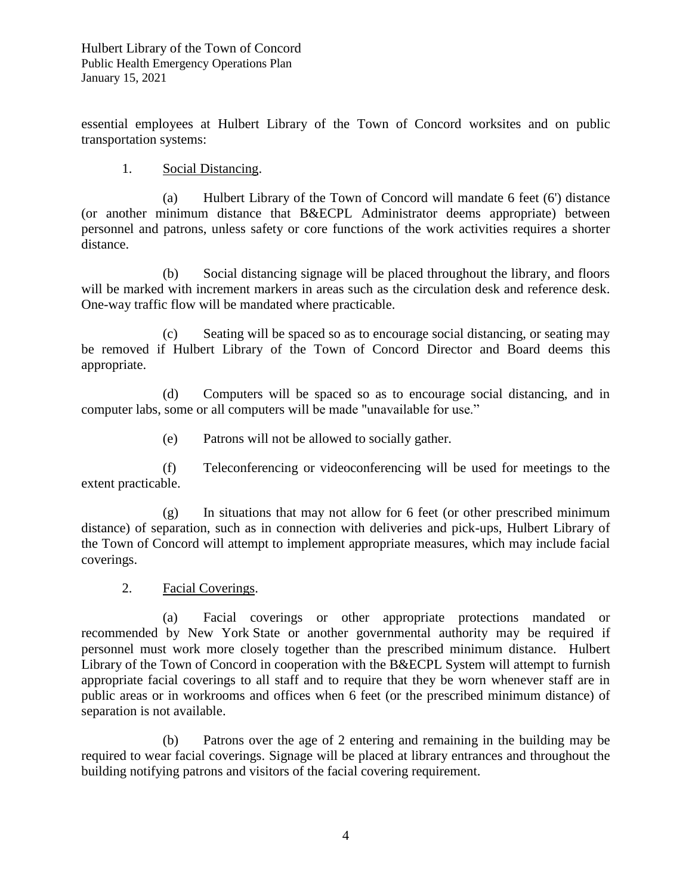essential employees at Hulbert Library of the Town of Concord worksites and on public transportation systems:

1. Social Distancing.

(a) Hulbert Library of the Town of Concord will mandate 6 feet (6') distance (or another minimum distance that B&ECPL Administrator deems appropriate) between personnel and patrons, unless safety or core functions of the work activities requires a shorter distance.

(b) Social distancing signage will be placed throughout the library, and floors will be marked with increment markers in areas such as the circulation desk and reference desk. One-way traffic flow will be mandated where practicable.

(c) Seating will be spaced so as to encourage social distancing, or seating may be removed if Hulbert Library of the Town of Concord Director and Board deems this appropriate.

(d) Computers will be spaced so as to encourage social distancing, and in computer labs, some or all computers will be made "unavailable for use."

(e) Patrons will not be allowed to socially gather.

(f) Teleconferencing or videoconferencing will be used for meetings to the extent practicable.

(g) In situations that may not allow for 6 feet (or other prescribed minimum distance) of separation, such as in connection with deliveries and pick-ups, Hulbert Library of the Town of Concord will attempt to implement appropriate measures, which may include facial coverings.

2. Facial Coverings.

(a) Facial coverings or other appropriate protections mandated or recommended by New York State or another governmental authority may be required if personnel must work more closely together than the prescribed minimum distance. Hulbert Library of the Town of Concord in cooperation with the B&ECPL System will attempt to furnish appropriate facial coverings to all staff and to require that they be worn whenever staff are in public areas or in workrooms and offices when 6 feet (or the prescribed minimum distance) of separation is not available.

(b) Patrons over the age of 2 entering and remaining in the building may be required to wear facial coverings. Signage will be placed at library entrances and throughout the building notifying patrons and visitors of the facial covering requirement.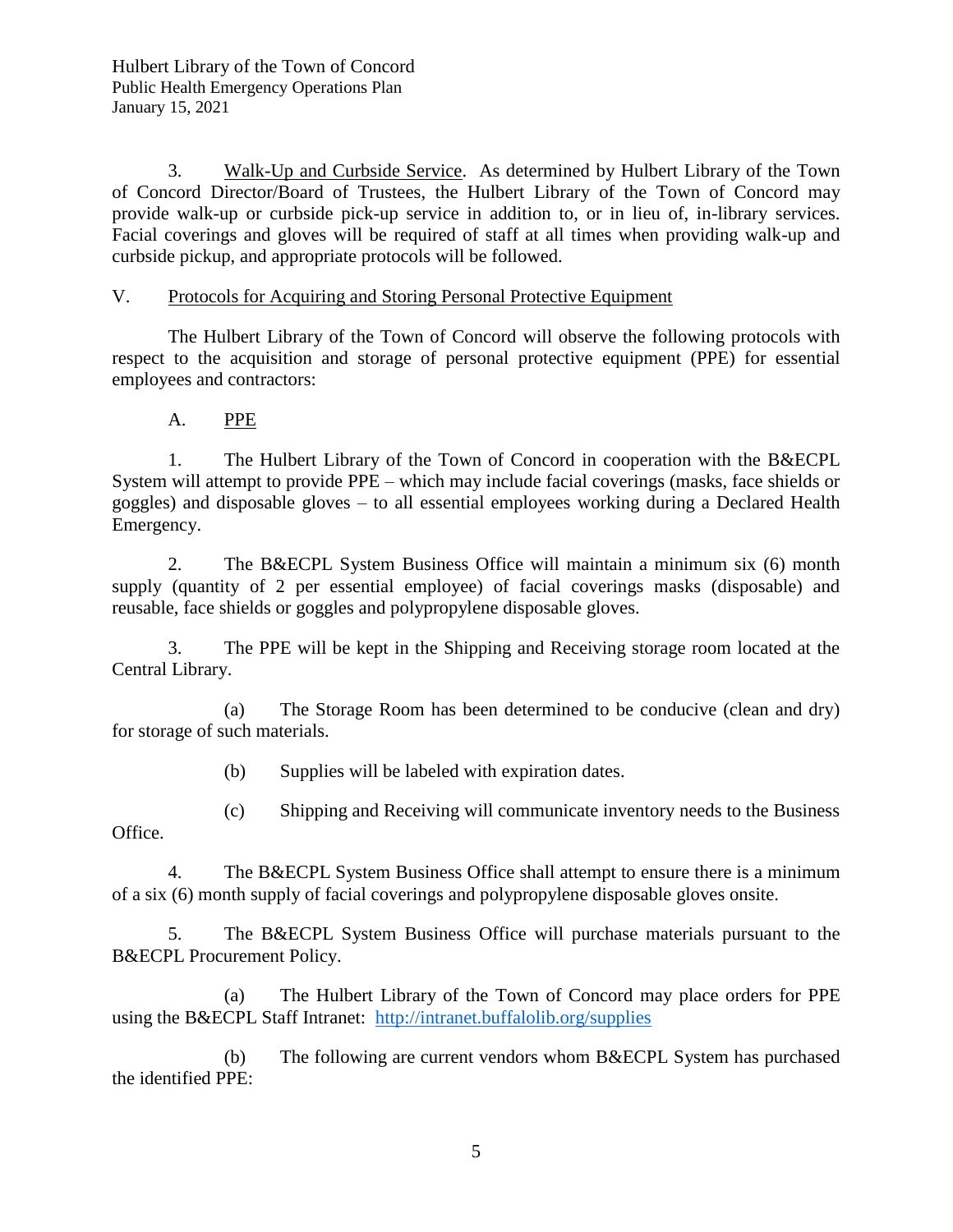3. Walk-Up and Curbside Service. As determined by Hulbert Library of the Town of Concord Director/Board of Trustees, the Hulbert Library of the Town of Concord may provide walk-up or curbside pick-up service in addition to, or in lieu of, in-library services. Facial coverings and gloves will be required of staff at all times when providing walk-up and curbside pickup, and appropriate protocols will be followed.

## V. Protocols for Acquiring and Storing Personal Protective Equipment

The Hulbert Library of the Town of Concord will observe the following protocols with respect to the acquisition and storage of personal protective equipment (PPE) for essential employees and contractors:

### A. PPE

1. The Hulbert Library of the Town of Concord in cooperation with the B&ECPL System will attempt to provide PPE – which may include facial coverings (masks, face shields or goggles) and disposable gloves – to all essential employees working during a Declared Health Emergency.

2. The B&ECPL System Business Office will maintain a minimum six (6) month supply (quantity of 2 per essential employee) of facial coverings masks (disposable) and reusable, face shields or goggles and polypropylene disposable gloves.

3. The PPE will be kept in the Shipping and Receiving storage room located at the Central Library.

   (a) The Storage Room has been determined to be conducive (clean and dry) for storage of such materials.

   (b) Supplies will be labeled with expiration dates.

   (c) Shipping and Receiving will communicate inventory needs to the Business Office.

4. The B&ECPL System Business Office shall attempt to ensure there is a minimum of a six (6) month supply of facial coverings and polypropylene disposable gloves onsite.

5. The B&ECPL System Business Office will purchase materials pursuant to the B&ECPL Procurement Policy.

   (a) The Hulbert Library of the Town of Concord may place orders for PPE using the B&ECPL Staff Intranet: http://intranet.buffalolib.org/supplies

   (b) The following are current vendors whom B&ECPL System has purchased the identified PPE: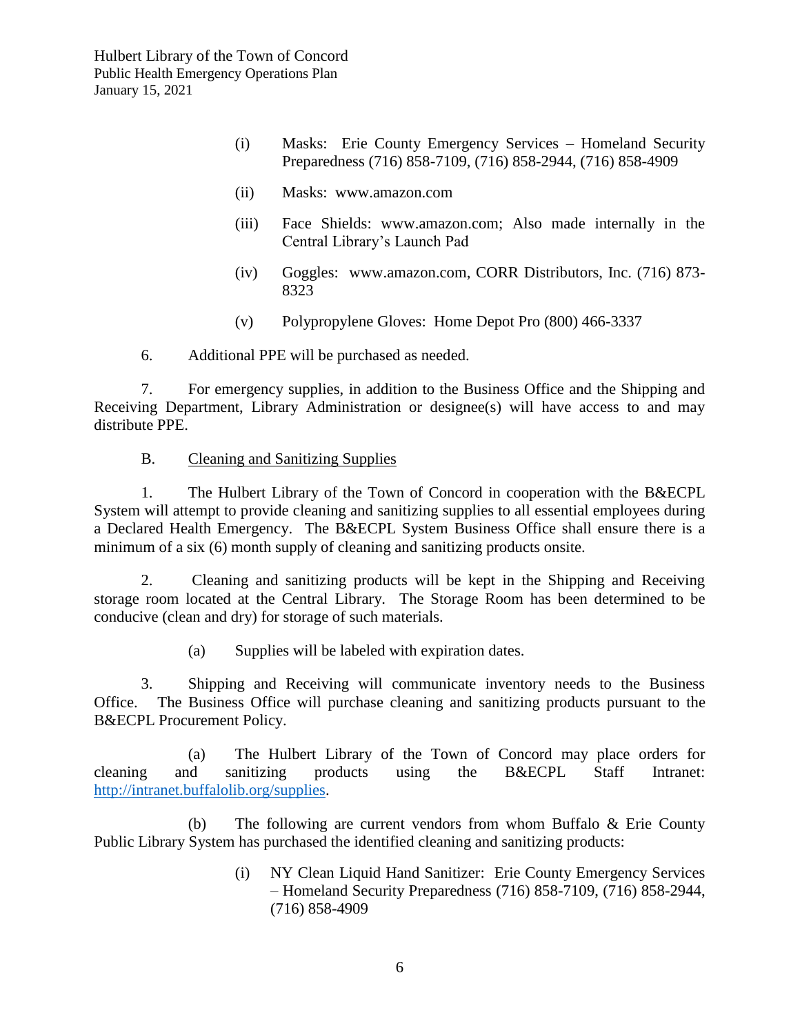(i) Masks: Erie County Emergency Services – Homeland Security Preparedness (716) 858-7109, (716) 858-2944, (716) 858-4909

(ii) Masks: www.amazon.com

(iii) Face Shields: www.amazon.com; Also made internally in the Central Library's Launch Pad

(iv) Goggles: www.amazon.com, CORR Distributors, Inc. (716) 873-8323

(v) Polypropylene Gloves: Home Depot Pro (800) 466-3337

6. Additional PPE will be purchased as needed.

7. For emergency supplies, in addition to the Business Office and the Shipping and Receiving Department, Library Administration or designee(s) will have access to and may distribute PPE.

B. <u>Cleaning and Sanitizing Supplies</u>

1. The Hulbert Library of the Town of Concord in cooperation with the B&ECPL System will attempt to provide cleaning and sanitizing supplies to all essential employees during a Declared Health Emergency. The B&ECPL System Business Office shall ensure there is a minimum of a six (6) month supply of cleaning and sanitizing products onsite.

2. Cleaning and sanitizing products will be kept in the Shipping and Receiving storage room located at the Central Library. The Storage Room has been determined to be conducive (clean and dry) for storage of such materials.

(a) Supplies will be labeled with expiration dates.

3. Shipping and Receiving will communicate inventory needs to the Business Office. The Business Office will purchase cleaning and sanitizing products pursuant to the B&ECPL Procurement Policy.

(a) The Hulbert Library of the Town of Concord may place orders for cleaning and sanitizing products using the B&ECPL Staff Intranet: http://intranet.buffalolib.org/supplies.

(b) The following are current vendors from whom Buffalo & Erie County Public Library System has purchased the identified cleaning and sanitizing products:

(i) NY Clean Liquid Hand Sanitizer: Erie County Emergency Services – Homeland Security Preparedness (716) 858-7109, (716) 858-2944, (716) 858-4909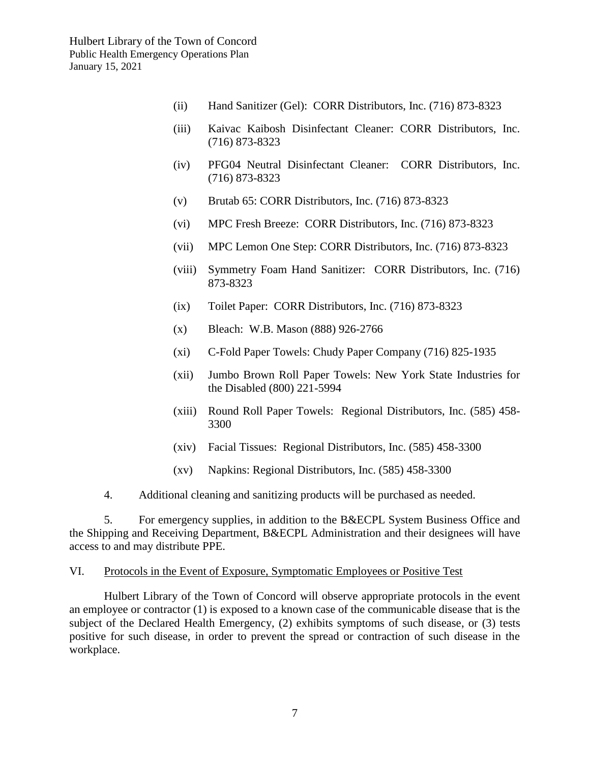(ii) Hand Sanitizer (Gel): CORR Distributors, Inc. (716) 873-8323

(iii) Kaivac Kaibosh Disinfectant Cleaner: CORR Distributors, Inc. (716) 873-8323

(iv) PFG04 Neutral Disinfectant Cleaner: CORR Distributors, Inc. (716) 873-8323

(v) Brutab 65: CORR Distributors, Inc. (716) 873-8323

(vi) MPC Fresh Breeze: CORR Distributors, Inc. (716) 873-8323

(vii) MPC Lemon One Step: CORR Distributors, Inc. (716) 873-8323

(viii) Symmetry Foam Hand Sanitizer: CORR Distributors, Inc. (716) 873-8323

(ix) Toilet Paper: CORR Distributors, Inc. (716) 873-8323

(x) Bleach: W.B. Mason (888) 926-2766

(xi) C-Fold Paper Towels: Chudy Paper Company (716) 825-1935

(xii) Jumbo Brown Roll Paper Towels: New York State Industries for the Disabled (800) 221-5994

(xiii) Round Roll Paper Towels: Regional Distributors, Inc. (585) 458-3300

(xiv) Facial Tissues: Regional Distributors, Inc. (585) 458-3300

(xv) Napkins: Regional Distributors, Inc. (585) 458-3300

4. Additional cleaning and sanitizing products will be purchased as needed.

5. For emergency supplies, in addition to the B&ECPL System Business Office and the Shipping and Receiving Department, B&ECPL Administration and their designees will have access to and may distribute PPE.

## VI. Protocols in the Event of Exposure, Symptomatic Employees or Positive Test

Hulbert Library of the Town of Concord will observe appropriate protocols in the event an employee or contractor (1) is exposed to a known case of the communicable disease that is the subject of the Declared Health Emergency, (2) exhibits symptoms of such disease, or (3) tests positive for such disease, in order to prevent the spread or contraction of such disease in the workplace.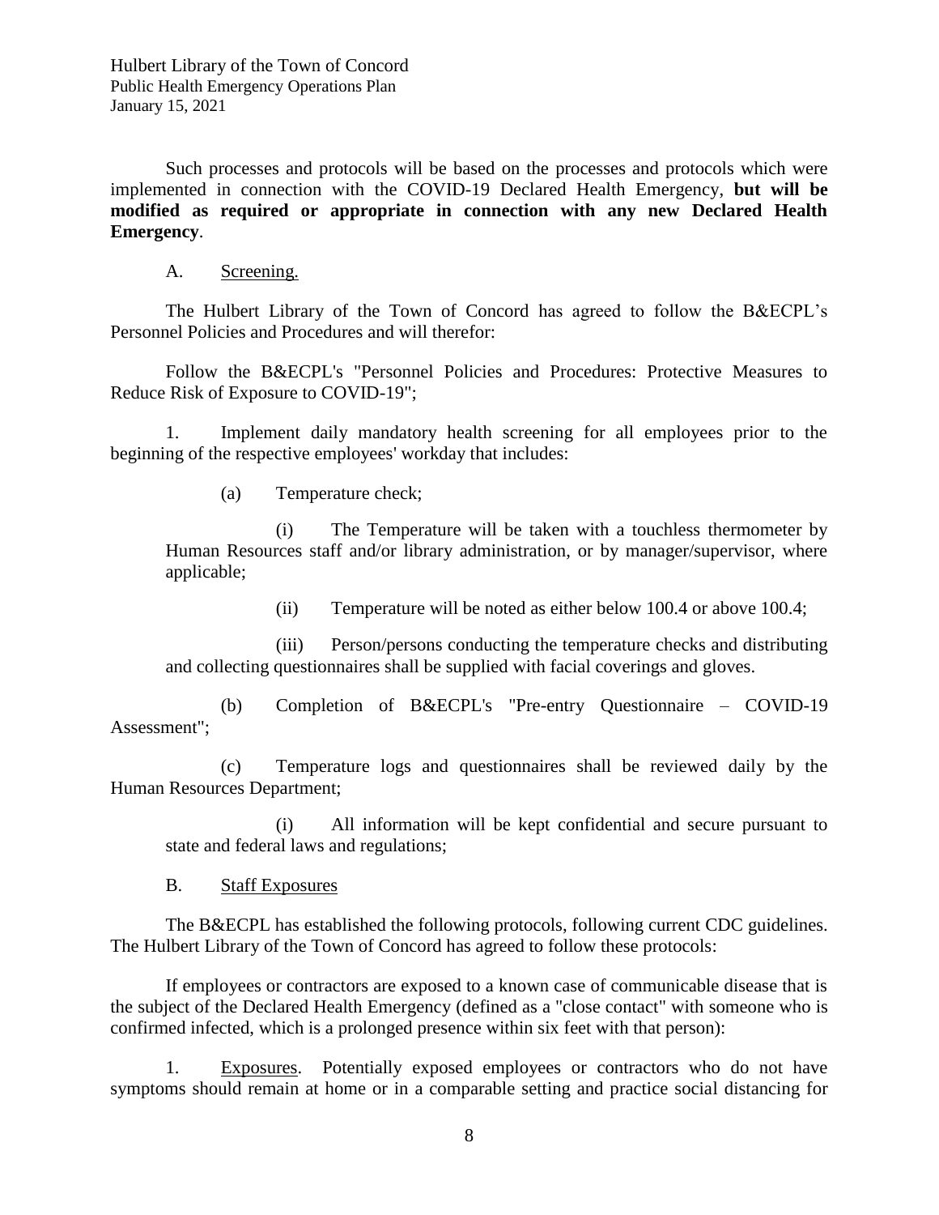Such processes and protocols will be based on the processes and protocols which were implemented in connection with the COVID-19 Declared Health Emergency, **but will be modified as required or appropriate in connection with any new Declared Health Emergency**.

A. Screening.

The Hulbert Library of the Town of Concord has agreed to follow the B&ECPL's Personnel Policies and Procedures and will therefor:

Follow the B&ECPL's "Personnel Policies and Procedures: Protective Measures to Reduce Risk of Exposure to COVID-19";

1. Implement daily mandatory health screening for all employees prior to the beginning of the respective employees' workday that includes:

   (a) Temperature check;

      (i) The Temperature will be taken with a touchless thermometer by Human Resources staff and/or library administration, or by manager/supervisor, where applicable;

      (ii) Temperature will be noted as either below 100.4 or above 100.4;

      (iii) Person/persons conducting the temperature checks and distributing and collecting questionnaires shall be supplied with facial coverings and gloves.

   (b) Completion of B&ECPL's "Pre-entry Questionnaire – COVID-19 Assessment";

   (c) Temperature logs and questionnaires shall be reviewed daily by the Human Resources Department;

      (i) All information will be kept confidential and secure pursuant to state and federal laws and regulations;

B. Staff Exposures

The B&ECPL has established the following protocols, following current CDC guidelines. The Hulbert Library of the Town of Concord has agreed to follow these protocols:

If employees or contractors are exposed to a known case of communicable disease that is the subject of the Declared Health Emergency (defined as a "close contact" with someone who is confirmed infected, which is a prolonged presence within six feet with that person):

1. Exposures. Potentially exposed employees or contractors who do not have symptoms should remain at home or in a comparable setting and practice social distancing for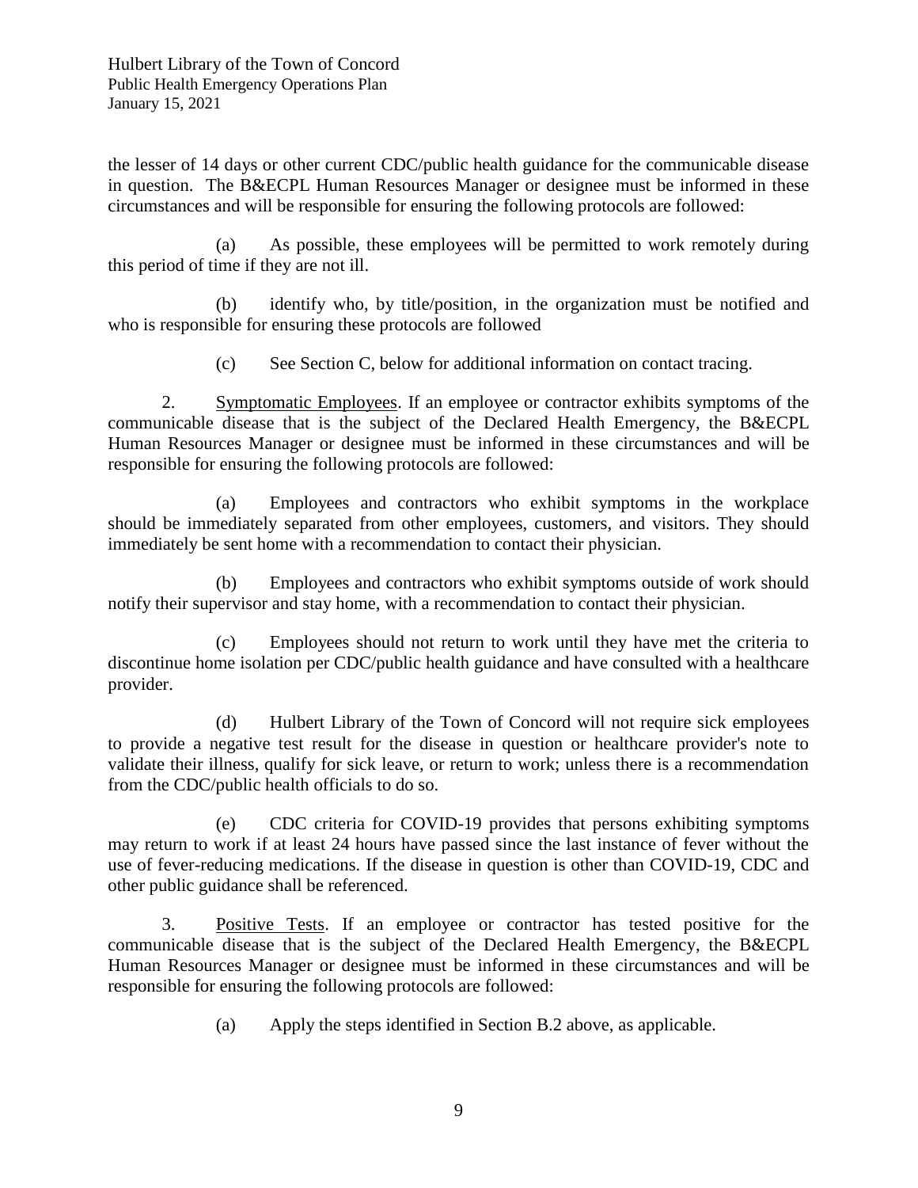the lesser of 14 days or other current CDC/public health guidance for the communicable disease in question. The B&ECPL Human Resources Manager or designee must be informed in these circumstances and will be responsible for ensuring the following protocols are followed:

(a) As possible, these employees will be permitted to work remotely during this period of time if they are not ill.

(b) identify who, by title/position, in the organization must be notified and who is responsible for ensuring these protocols are followed

(c) See Section C, below for additional information on contact tracing.

2. Symptomatic Employees. If an employee or contractor exhibits symptoms of the communicable disease that is the subject of the Declared Health Emergency, the B&ECPL Human Resources Manager or designee must be informed in these circumstances and will be responsible for ensuring the following protocols are followed:

(a) Employees and contractors who exhibit symptoms in the workplace should be immediately separated from other employees, customers, and visitors. They should immediately be sent home with a recommendation to contact their physician.

(b) Employees and contractors who exhibit symptoms outside of work should notify their supervisor and stay home, with a recommendation to contact their physician.

(c) Employees should not return to work until they have met the criteria to discontinue home isolation per CDC/public health guidance and have consulted with a healthcare provider.

(d) Hulbert Library of the Town of Concord will not require sick employees to provide a negative test result for the disease in question or healthcare provider's note to validate their illness, qualify for sick leave, or return to work; unless there is a recommendation from the CDC/public health officials to do so.

(e) CDC criteria for COVID-19 provides that persons exhibiting symptoms may return to work if at least 24 hours have passed since the last instance of fever without the use of fever-reducing medications. If the disease in question is other than COVID-19, CDC and other public guidance shall be referenced.

3. Positive Tests. If an employee or contractor has tested positive for the communicable disease that is the subject of the Declared Health Emergency, the B&ECPL Human Resources Manager or designee must be informed in these circumstances and will be responsible for ensuring the following protocols are followed:

(a) Apply the steps identified in Section B.2 above, as applicable.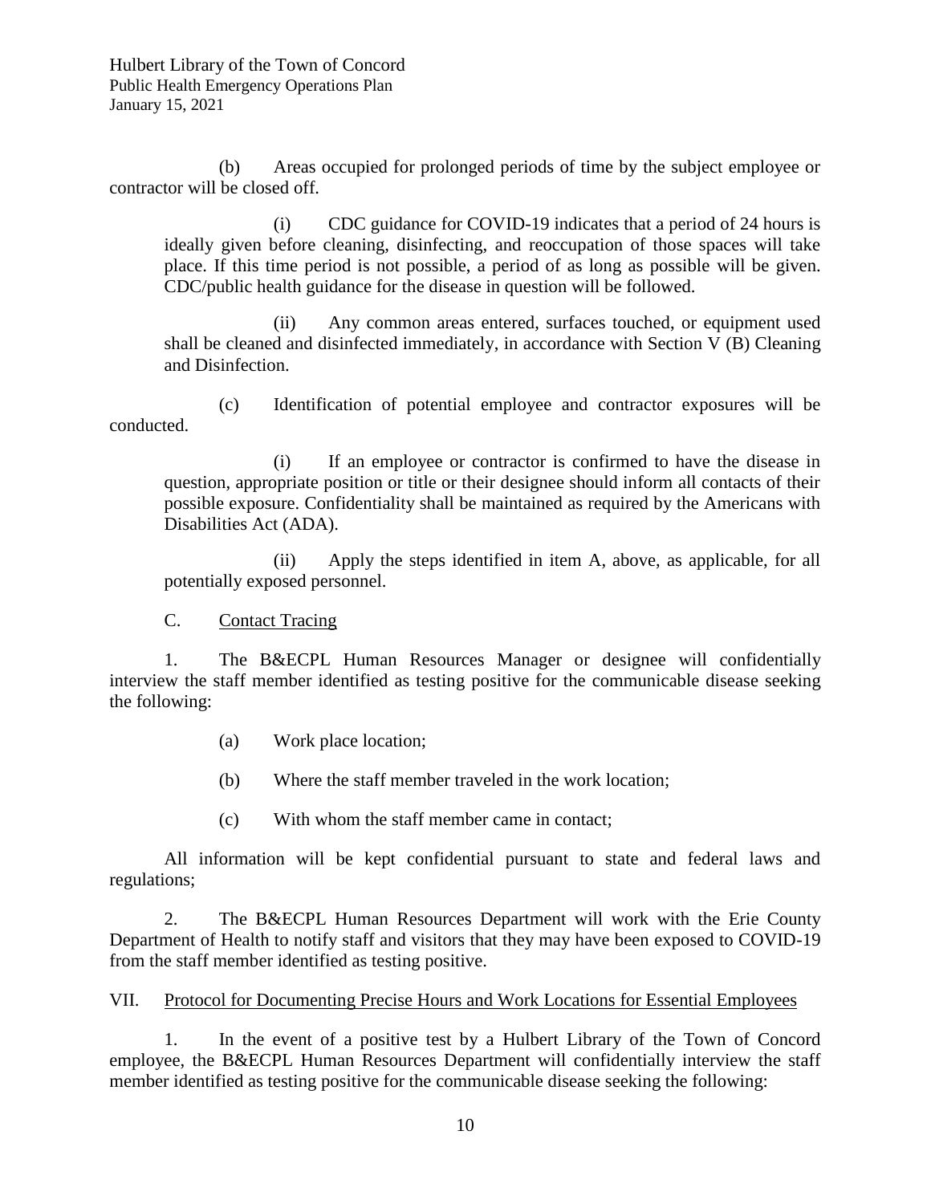(b) Areas occupied for prolonged periods of time by the subject employee or contractor will be closed off.

> (i) CDC guidance for COVID-19 indicates that a period of 24 hours is ideally given before cleaning, disinfecting, and reoccupation of those spaces will take place. If this time period is not possible, a period of as long as possible will be given. CDC/public health guidance for the disease in question will be followed.
>
> (ii) Any common areas entered, surfaces touched, or equipment used shall be cleaned and disinfected immediately, in accordance with Section V (B) Cleaning and Disinfection.

(c) Identification of potential employee and contractor exposures will be conducted.

> (i) If an employee or contractor is confirmed to have the disease in question, appropriate position or title or their designee should inform all contacts of their possible exposure. Confidentiality shall be maintained as required by the Americans with Disabilities Act (ADA).
>
> (ii) Apply the steps identified in item A, above, as applicable, for all potentially exposed personnel.

C. Contact Tracing

1. The B&ECPL Human Resources Manager or designee will confidentially interview the staff member identified as testing positive for the communicable disease seeking the following:

(a) Work place location;

(b) Where the staff member traveled in the work location;

(c) With whom the staff member came in contact;

All information will be kept confidential pursuant to state and federal laws and regulations;

2. The B&ECPL Human Resources Department will work with the Erie County Department of Health to notify staff and visitors that they may have been exposed to COVID-19 from the staff member identified as testing positive.

## VII. Protocol for Documenting Precise Hours and Work Locations for Essential Employees

1. In the event of a positive test by a Hulbert Library of the Town of Concord employee, the B&ECPL Human Resources Department will confidentially interview the staff member identified as testing positive for the communicable disease seeking the following: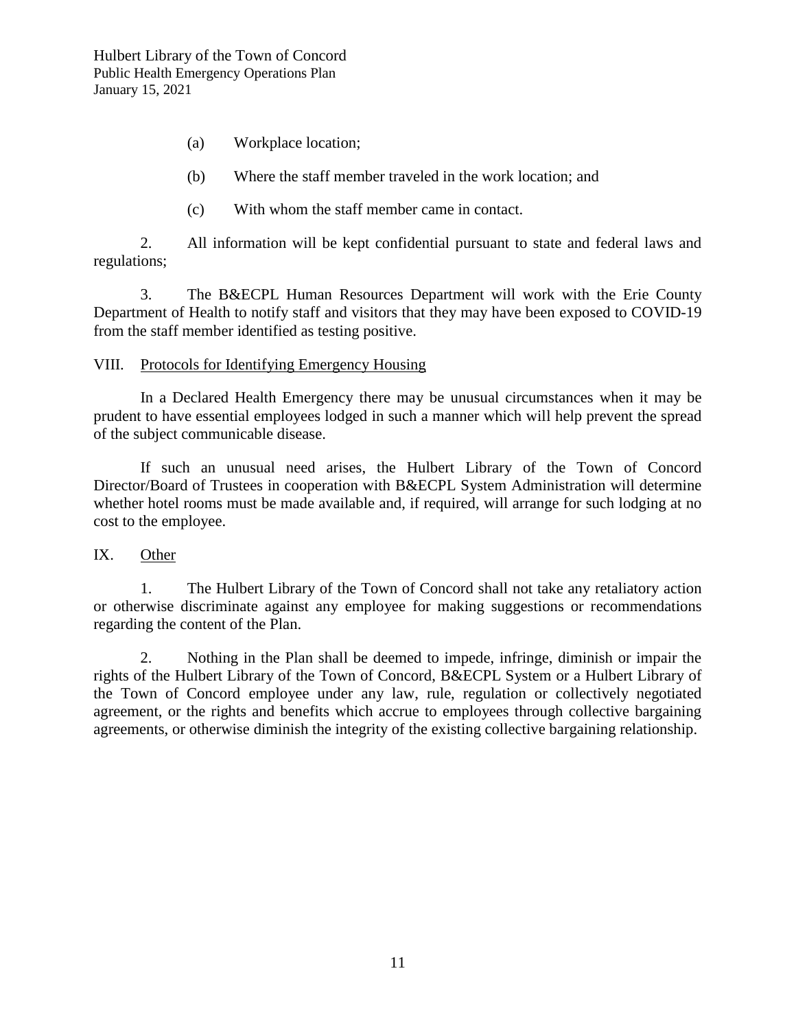(a) Workplace location;

(b) Where the staff member traveled in the work location; and

(c) With whom the staff member came in contact.

2. All information will be kept confidential pursuant to state and federal laws and regulations;

3. The B&ECPL Human Resources Department will work with the Erie County Department of Health to notify staff and visitors that they may have been exposed to COVID-19 from the staff member identified as testing positive.

## VIII. Protocols for Identifying Emergency Housing

In a Declared Health Emergency there may be unusual circumstances when it may be prudent to have essential employees lodged in such a manner which will help prevent the spread of the subject communicable disease.

If such an unusual need arises, the Hulbert Library of the Town of Concord Director/Board of Trustees in cooperation with B&ECPL System Administration will determine whether hotel rooms must be made available and, if required, will arrange for such lodging at no cost to the employee.

## IX. Other

1. The Hulbert Library of the Town of Concord shall not take any retaliatory action or otherwise discriminate against any employee for making suggestions or recommendations regarding the content of the Plan.

2. Nothing in the Plan shall be deemed to impede, infringe, diminish or impair the rights of the Hulbert Library of the Town of Concord, B&ECPL System or a Hulbert Library of the Town of Concord employee under any law, rule, regulation or collectively negotiated agreement, or the rights and benefits which accrue to employees through collective bargaining agreements, or otherwise diminish the integrity of the existing collective bargaining relationship.